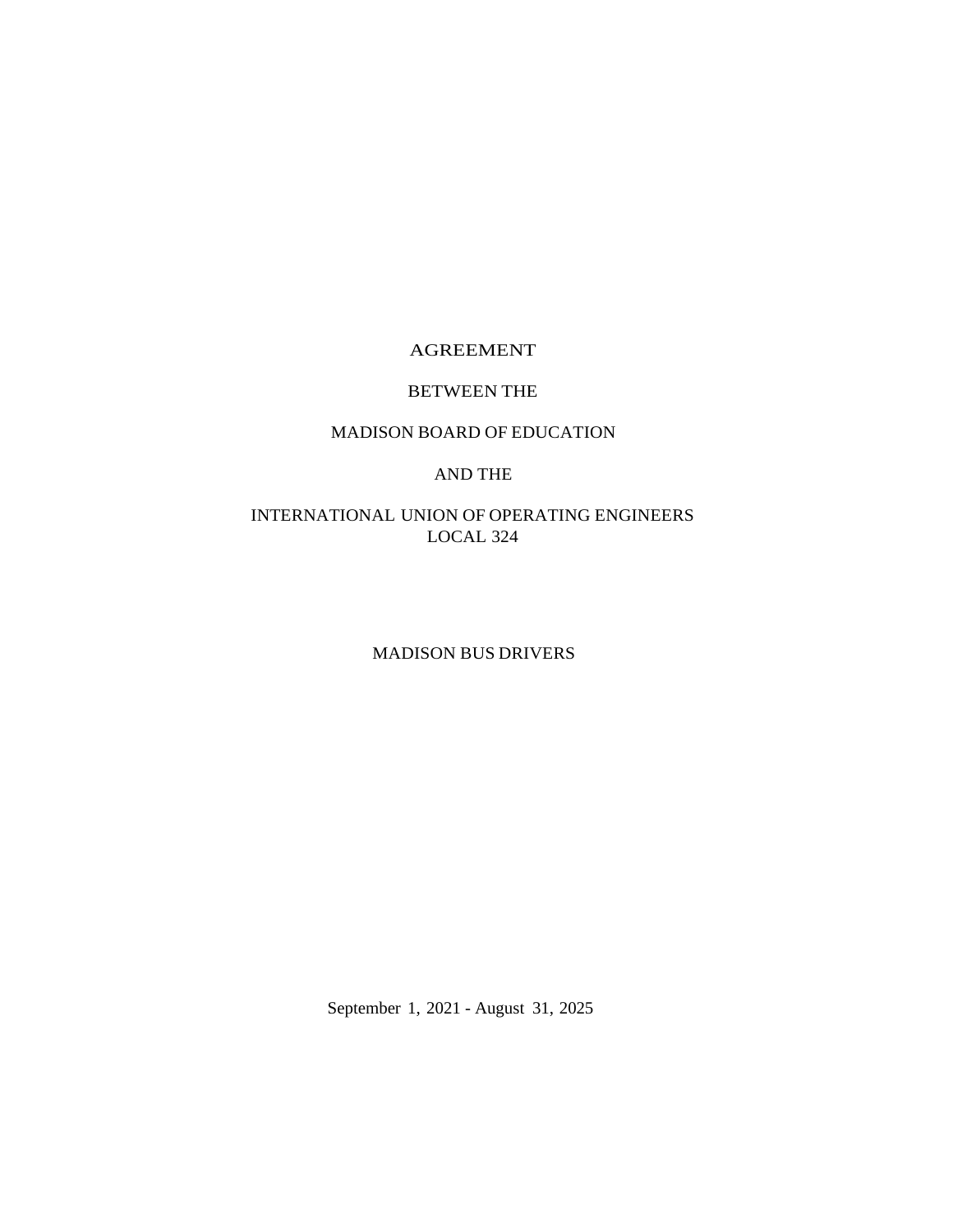# AGREEMENT

BETWEEN THE

MADISON BOARD OF EDUCATION

AND THE

INTERNATIONAL UNION OF OPERATING ENGINEERS
LOCAL 324

MADISON BUS DRIVERS

September 1, 2021 - August 31, 2025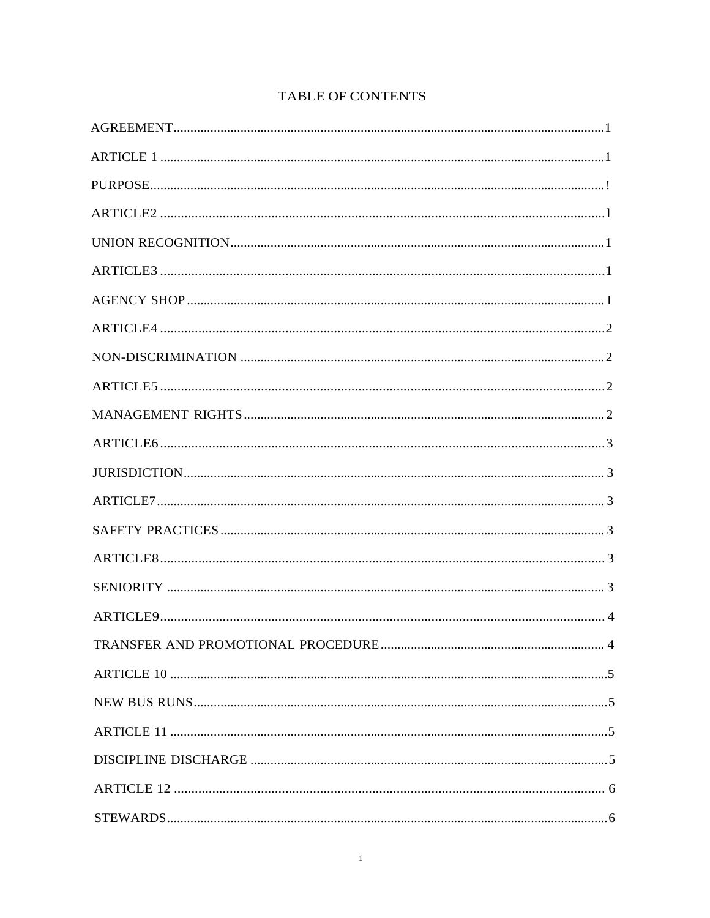# TABLE OF CONTENTS

AGREEMENT.......................................................................................................................1

ARTICLE 1 .........................................................................................................................1

PURPOSE.............................................................................................................................!

ARTICLE2 ..........................................................................................................................l

UNION RECOGNITION...................................................................................................1

ARTICLE3 ..........................................................................................................................1

AGENCY SHOP ................................................................................................................I

ARTICLE4 ..........................................................................................................................2

NON-DISCRIMINATION .................................................................................................2

ARTICLE5 ..........................................................................................................................2

MANAGEMENT RIGHTS ...............................................................................................2

ARTICLE6 ..........................................................................................................................3

JURISDICTION.................................................................................................................3

ARTICLE7 ..........................................................................................................................3

SAFETY PRACTICES ......................................................................................................3

ARTICLE8 ..........................................................................................................................3

SENIORITY .......................................................................................................................3

ARTICLE9 ..........................................................................................................................4

TRANSFER AND PROMOTIONAL PROCEDURE .....................................................4

ARTICLE 10 .......................................................................................................................5

NEW BUS RUNS...............................................................................................................5

ARTICLE 11 .......................................................................................................................5

DISCIPLINE DISCHARGE ..............................................................................................5

ARTICLE 12 .......................................................................................................................6

STEWARDS.......................................................................................................................6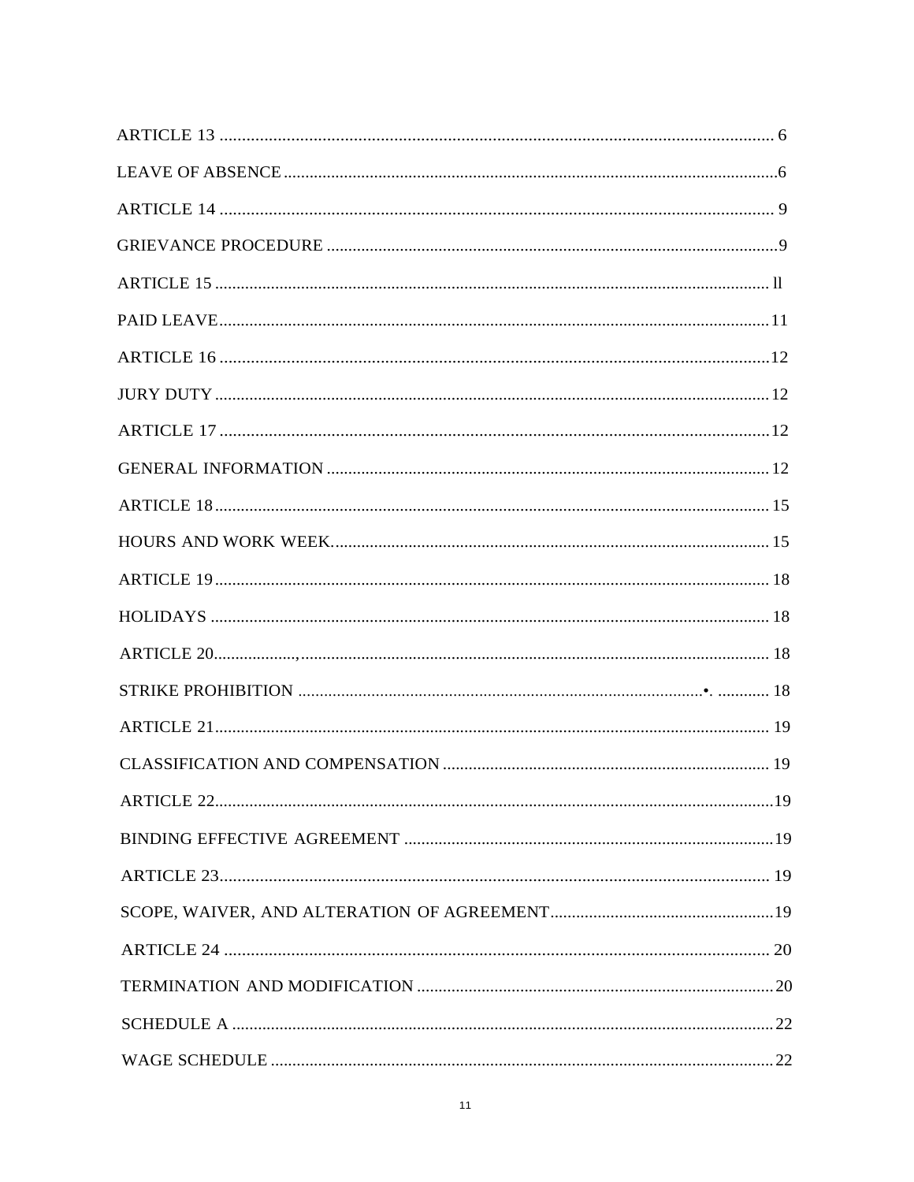ARTICLE 13 .............................................................................................................................. 6

LEAVE OF ABSENCE ..................................................................................................................6

ARTICLE 14 .............................................................................................................................. 9

GRIEVANCE PROCEDURE .......................................................................................................9

ARTICLE 15 ............................................................................................................................. ll

PAID LEAVE..............................................................................................................................11

ARTICLE 16 .............................................................................................................................12

JURY DUTY ...............................................................................................................................12

ARTICLE 17 .............................................................................................................................12

GENERAL INFORMATION ...................................................................................................... 12

ARTICLE 18 ............................................................................................................................... 15

HOURS AND WORK WEEK..................................................................................................... 15

ARTICLE 19 ................................................................................................................................ 18

HOLIDAYS ................................................................................................................................. 18

ARTICLE 20..................,........................................................................................................... 18

STRIKE PROHIBITION .............................................................................................•. ............ 18

ARTICLE 21................................................................................................................................ 19

CLASSIFICATION AND COMPENSATION ........................................................................... 19

ARTICLE 22.................................................................................................................................19

BINDING EFFECTIVE AGREEMENT .....................................................................................19

ARTICLE 23............................................................................................................................. 19

SCOPE, WAIVER, AND ALTERATION OF AGREEMENT....................................................19

ARTICLE 24 ............................................................................................................................ 20

TERMINATION AND MODIFICATION ..................................................................................20

SCHEDULE A ............................................................................................................................22

WAGE SCHEDULE ...................................................................................................................22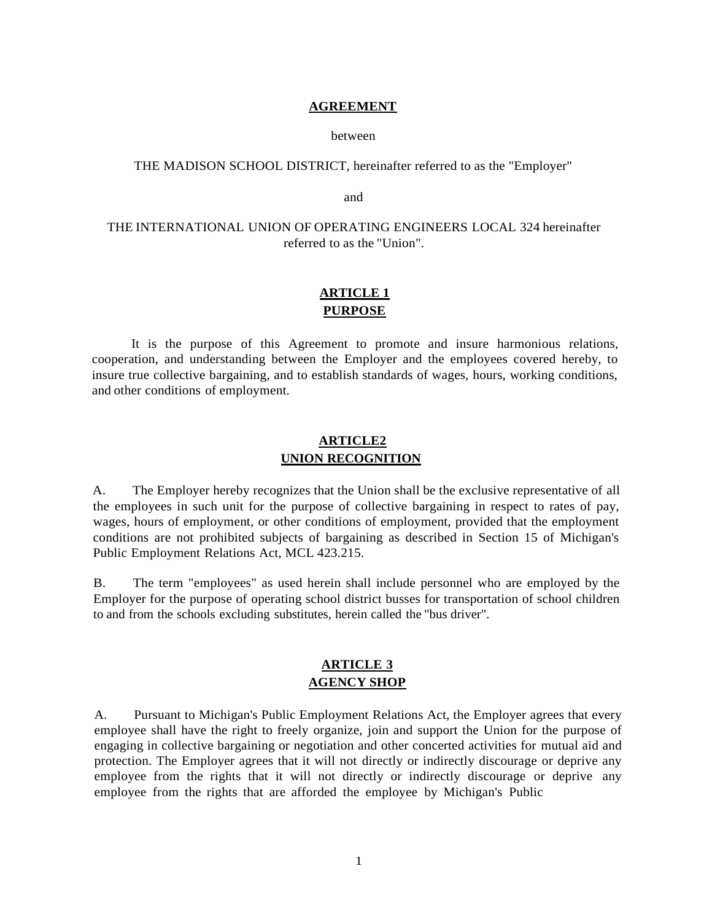**AGREEMENT**

between

THE MADISON SCHOOL DISTRICT, hereinafter referred to as the "Employer"

and

THE INTERNATIONAL UNION OF OPERATING ENGINEERS LOCAL 324 hereinafter referred to as the "Union".

## ARTICLE 1
## PURPOSE

It is the purpose of this Agreement to promote and insure harmonious relations, cooperation, and understanding between the Employer and the employees covered hereby, to insure true collective bargaining, and to establish standards of wages, hours, working conditions, and other conditions of employment.

## ARTICLE2
## UNION RECOGNITION

A. The Employer hereby recognizes that the Union shall be the exclusive representative of all the employees in such unit for the purpose of collective bargaining in respect to rates of pay, wages, hours of employment, or other conditions of employment, provided that the employment conditions are not prohibited subjects of bargaining as described in Section 15 of Michigan's Public Employment Relations Act, MCL 423.215.

B. The term "employees" as used herein shall include personnel who are employed by the Employer for the purpose of operating school district busses for transportation of school children to and from the schools excluding substitutes, herein called the "bus driver".

## ARTICLE 3
## AGENCY SHOP

A. Pursuant to Michigan's Public Employment Relations Act, the Employer agrees that every employee shall have the right to freely organize, join and support the Union for the purpose of engaging in collective bargaining or negotiation and other concerted activities for mutual aid and protection. The Employer agrees that it will not directly or indirectly discourage or deprive any employee from the rights that it will not directly or indirectly discourage or deprive any employee from the rights that are afforded the employee by Michigan's Public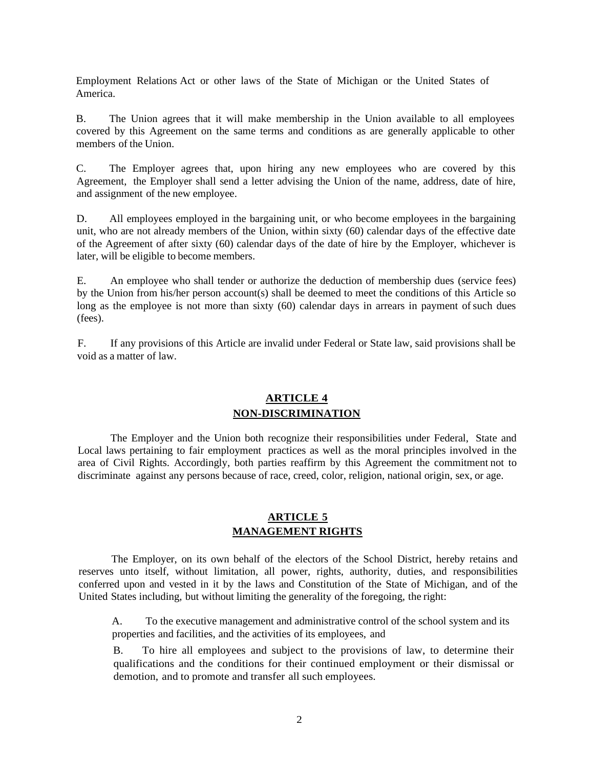Employment Relations Act or other laws of the State of Michigan or the United States of America.

B. The Union agrees that it will make membership in the Union available to all employees covered by this Agreement on the same terms and conditions as are generally applicable to other members of the Union.

C. The Employer agrees that, upon hiring any new employees who are covered by this Agreement, the Employer shall send a letter advising the Union of the name, address, date of hire, and assignment of the new employee.

D. All employees employed in the bargaining unit, or who become employees in the bargaining unit, who are not already members of the Union, within sixty (60) calendar days of the effective date of the Agreement of after sixty (60) calendar days of the date of hire by the Employer, whichever is later, will be eligible to become members.

E. An employee who shall tender or authorize the deduction of membership dues (service fees) by the Union from his/her person account(s) shall be deemed to meet the conditions of this Article so long as the employee is not more than sixty (60) calendar days in arrears in payment of such dues (fees).

F. If any provisions of this Article are invalid under Federal or State law, said provisions shall be void as a matter of law.

## ARTICLE 4
## NON-DISCRIMINATION

The Employer and the Union both recognize their responsibilities under Federal, State and Local laws pertaining to fair employment practices as well as the moral principles involved in the area of Civil Rights. Accordingly, both parties reaffirm by this Agreement the commitment not to discriminate against any persons because of race, creed, color, religion, national origin, sex, or age.

## ARTICLE 5
## MANAGEMENT RIGHTS

The Employer, on its own behalf of the electors of the School District, hereby retains and reserves unto itself, without limitation, all power, rights, authority, duties, and responsibilities conferred upon and vested in it by the laws and Constitution of the State of Michigan, and of the United States including, but without limiting the generality of the foregoing, the right:

A. To the executive management and administrative control of the school system and its properties and facilities, and the activities of its employees, and

B. To hire all employees and subject to the provisions of law, to determine their qualifications and the conditions for their continued employment or their dismissal or demotion, and to promote and transfer all such employees.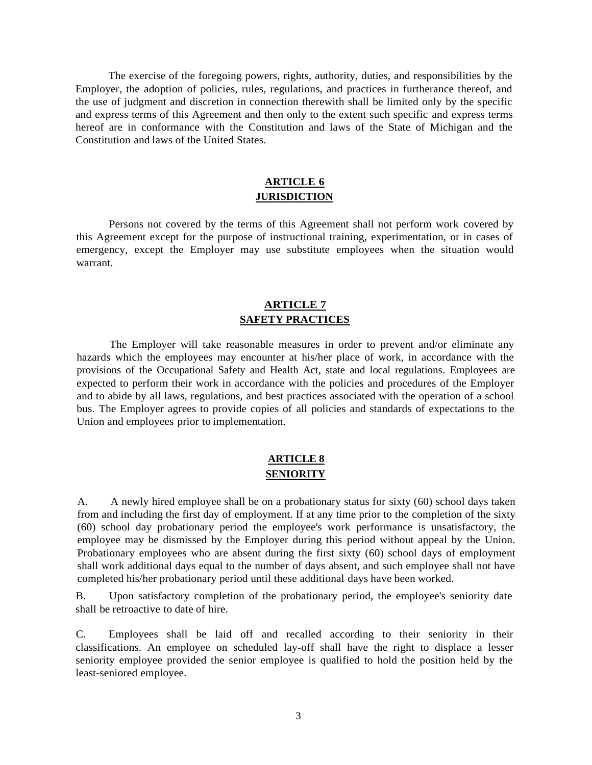The exercise of the foregoing powers, rights, authority, duties, and responsibilities by the Employer, the adoption of policies, rules, regulations, and practices in furtherance thereof, and the use of judgment and discretion in connection therewith shall be limited only by the specific and express terms of this Agreement and then only to the extent such specific and express terms hereof are in conformance with the Constitution and laws of the State of Michigan and the Constitution and laws of the United States.

## ARTICLE 6
## JURISDICTION

Persons not covered by the terms of this Agreement shall not perform work covered by this Agreement except for the purpose of instructional training, experimentation, or in cases of emergency, except the Employer may use substitute employees when the situation would warrant.

## ARTICLE 7
## SAFETY PRACTICES

The Employer will take reasonable measures in order to prevent and/or eliminate any hazards which the employees may encounter at his/her place of work, in accordance with the provisions of the Occupational Safety and Health Act, state and local regulations. Employees are expected to perform their work in accordance with the policies and procedures of the Employer and to abide by all laws, regulations, and best practices associated with the operation of a school bus. The Employer agrees to provide copies of all policies and standards of expectations to the Union and employees prior to implementation.

## ARTICLE 8
## SENIORITY

A. A newly hired employee shall be on a probationary status for sixty (60) school days taken from and including the first day of employment. If at any time prior to the completion of the sixty (60) school day probationary period the employee's work performance is unsatisfactory, the employee may be dismissed by the Employer during this period without appeal by the Union. Probationary employees who are absent during the first sixty (60) school days of employment shall work additional days equal to the number of days absent, and such employee shall not have completed his/her probationary period until these additional days have been worked.

B. Upon satisfactory completion of the probationary period, the employee's seniority date shall be retroactive to date of hire.

C. Employees shall be laid off and recalled according to their seniority in their classifications. An employee on scheduled lay-off shall have the right to displace a lesser seniority employee provided the senior employee is qualified to hold the position held by the least-seniored employee.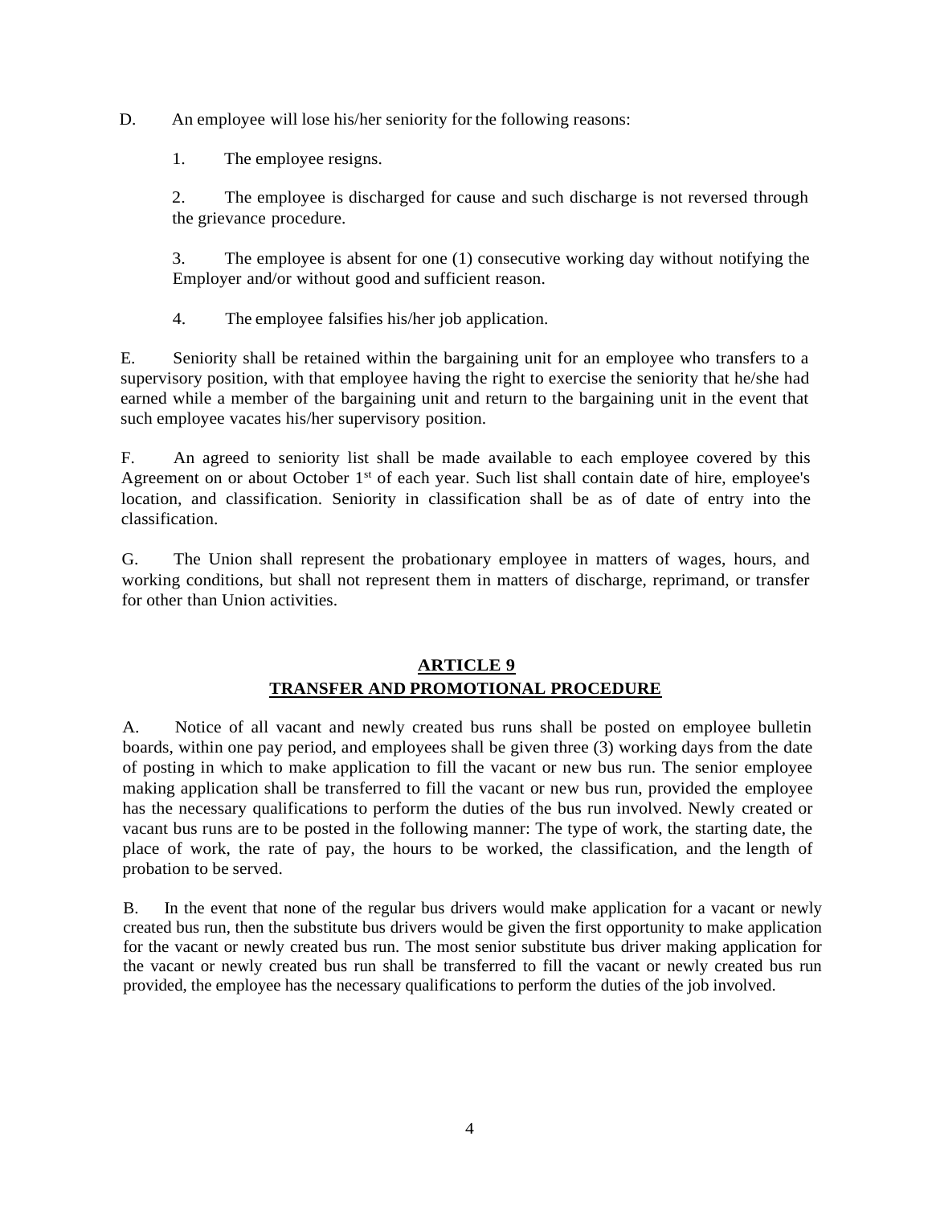D. An employee will lose his/her seniority for the following reasons:

1. The employee resigns.

2. The employee is discharged for cause and such discharge is not reversed through the grievance procedure.

3. The employee is absent for one (1) consecutive working day without notifying the Employer and/or without good and sufficient reason.

4. The employee falsifies his/her job application.

E. Seniority shall be retained within the bargaining unit for an employee who transfers to a supervisory position, with that employee having the right to exercise the seniority that he/she had earned while a member of the bargaining unit and return to the bargaining unit in the event that such employee vacates his/her supervisory position.

F. An agreed to seniority list shall be made available to each employee covered by this Agreement on or about October 1st of each year. Such list shall contain date of hire, employee's location, and classification. Seniority in classification shall be as of date of entry into the classification.

G. The Union shall represent the probationary employee in matters of wages, hours, and working conditions, but shall not represent them in matters of discharge, reprimand, or transfer for other than Union activities.

## ARTICLE 9
## TRANSFER AND PROMOTIONAL PROCEDURE

A. Notice of all vacant and newly created bus runs shall be posted on employee bulletin boards, within one pay period, and employees shall be given three (3) working days from the date of posting in which to make application to fill the vacant or new bus run. The senior employee making application shall be transferred to fill the vacant or new bus run, provided the employee has the necessary qualifications to perform the duties of the bus run involved. Newly created or vacant bus runs are to be posted in the following manner: The type of work, the starting date, the place of work, the rate of pay, the hours to be worked, the classification, and the length of probation to be served.

B. In the event that none of the regular bus drivers would make application for a vacant or newly created bus run, then the substitute bus drivers would be given the first opportunity to make application for the vacant or newly created bus run. The most senior substitute bus driver making application for the vacant or newly created bus run shall be transferred to fill the vacant or newly created bus run provided, the employee has the necessary qualifications to perform the duties of the job involved.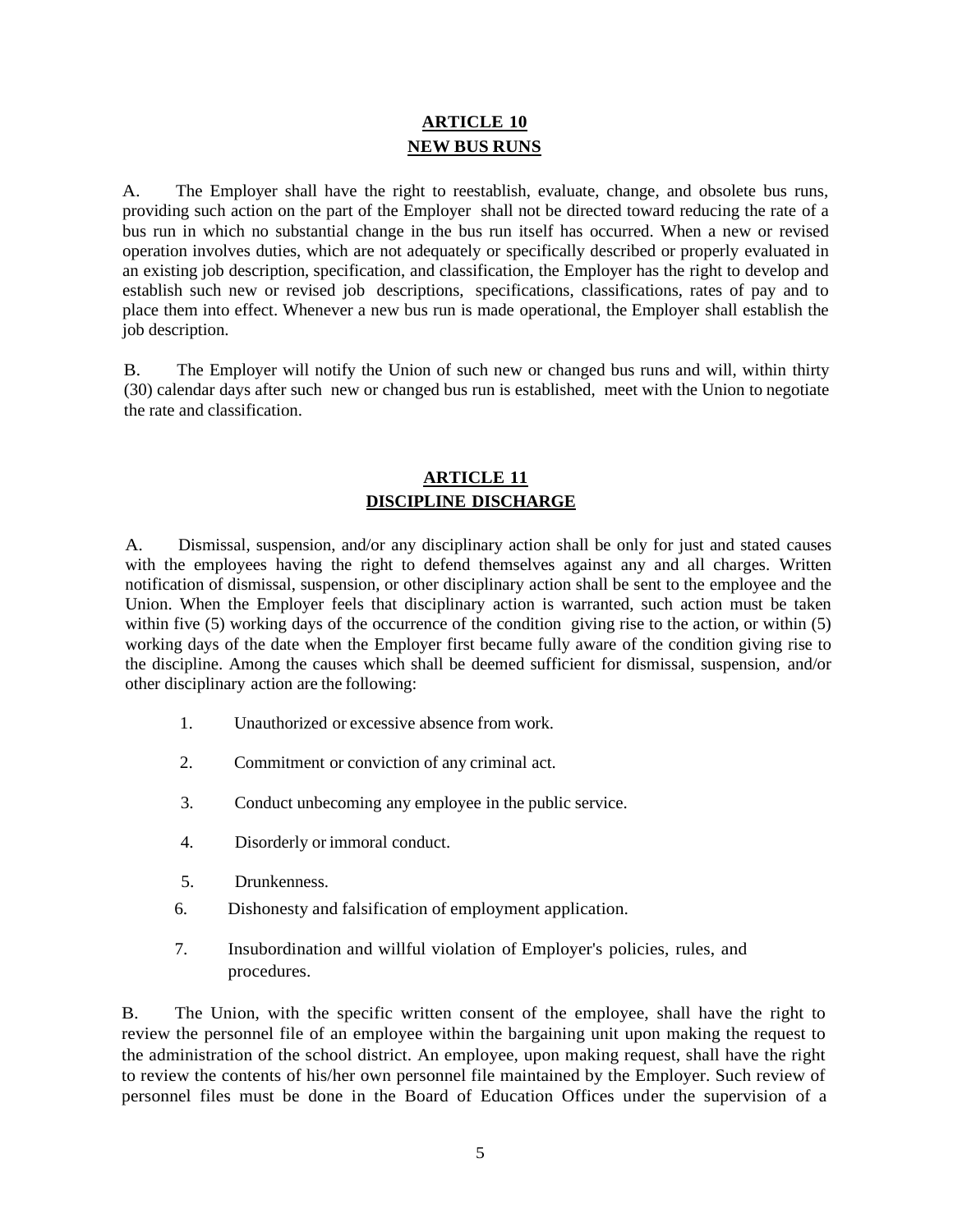## ARTICLE 10
## NEW BUS RUNS

A. The Employer shall have the right to reestablish, evaluate, change, and obsolete bus runs, providing such action on the part of the Employer shall not be directed toward reducing the rate of a bus run in which no substantial change in the bus run itself has occurred. When a new or revised operation involves duties, which are not adequately or specifically described or properly evaluated in an existing job description, specification, and classification, the Employer has the right to develop and establish such new or revised job descriptions, specifications, classifications, rates of pay and to place them into effect. Whenever a new bus run is made operational, the Employer shall establish the job description.

B. The Employer will notify the Union of such new or changed bus runs and will, within thirty (30) calendar days after such new or changed bus run is established, meet with the Union to negotiate the rate and classification.

## ARTICLE 11
## DISCIPLINE DISCHARGE

A. Dismissal, suspension, and/or any disciplinary action shall be only for just and stated causes with the employees having the right to defend themselves against any and all charges. Written notification of dismissal, suspension, or other disciplinary action shall be sent to the employee and the Union. When the Employer feels that disciplinary action is warranted, such action must be taken within five (5) working days of the occurrence of the condition giving rise to the action, or within (5) working days of the date when the Employer first became fully aware of the condition giving rise to the discipline. Among the causes which shall be deemed sufficient for dismissal, suspension, and/or other disciplinary action are the following:

1. Unauthorized or excessive absence from work.
2. Commitment or conviction of any criminal act.
3. Conduct unbecoming any employee in the public service.
4. Disorderly or immoral conduct.
5. Drunkenness.
6. Dishonesty and falsification of employment application.
7. Insubordination and willful violation of Employer's policies, rules, and procedures.

B. The Union, with the specific written consent of the employee, shall have the right to review the personnel file of an employee within the bargaining unit upon making the request to the administration of the school district. An employee, upon making request, shall have the right to review the contents of his/her own personnel file maintained by the Employer. Such review of personnel files must be done in the Board of Education Offices under the supervision of a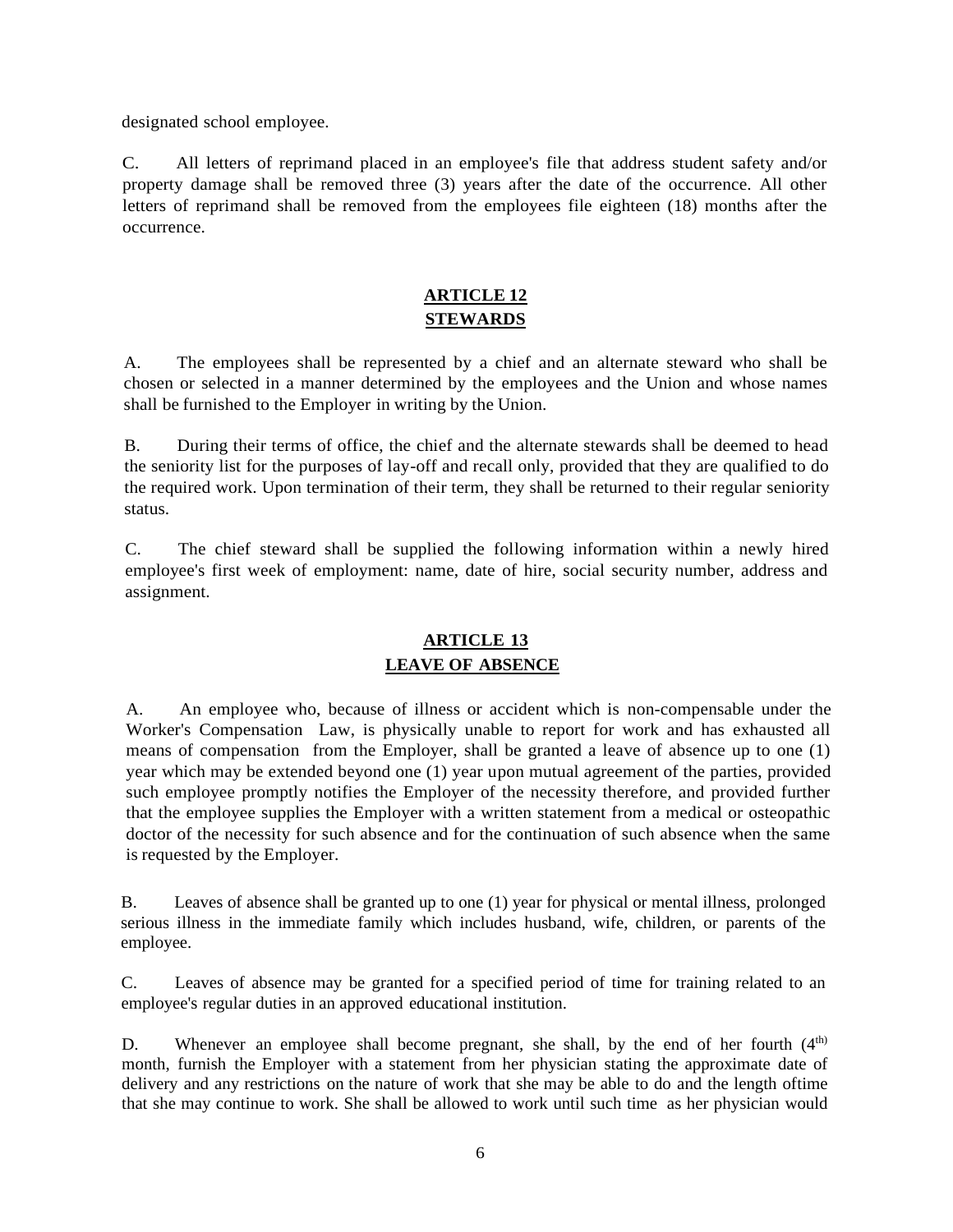designated school employee.

C. All letters of reprimand placed in an employee's file that address student safety and/or property damage shall be removed three (3) years after the date of the occurrence. All other letters of reprimand shall be removed from the employees file eighteen (18) months after the occurrence.

## ARTICLE 12
## STEWARDS

A. The employees shall be represented by a chief and an alternate steward who shall be chosen or selected in a manner determined by the employees and the Union and whose names shall be furnished to the Employer in writing by the Union.

B. During their terms of office, the chief and the alternate stewards shall be deemed to head the seniority list for the purposes of lay-off and recall only, provided that they are qualified to do the required work. Upon termination of their term, they shall be returned to their regular seniority status.

C. The chief steward shall be supplied the following information within a newly hired employee's first week of employment: name, date of hire, social security number, address and assignment.

## ARTICLE 13
## LEAVE OF ABSENCE

A. An employee who, because of illness or accident which is non-compensable under the Worker's Compensation Law, is physically unable to report for work and has exhausted all means of compensation from the Employer, shall be granted a leave of absence up to one (1) year which may be extended beyond one (1) year upon mutual agreement of the parties, provided such employee promptly notifies the Employer of the necessity therefore, and provided further that the employee supplies the Employer with a written statement from a medical or osteopathic doctor of the necessity for such absence and for the continuation of such absence when the same is requested by the Employer.

B. Leaves of absence shall be granted up to one (1) year for physical or mental illness, prolonged serious illness in the immediate family which includes husband, wife, children, or parents of the employee.

C. Leaves of absence may be granted for a specified period of time for training related to an employee's regular duties in an approved educational institution.

D. Whenever an employee shall become pregnant, she shall, by the end of her fourth (4th) month, furnish the Employer with a statement from her physician stating the approximate date of delivery and any restrictions on the nature of work that she may be able to do and the length oftime that she may continue to work. She shall be allowed to work until such time as her physician would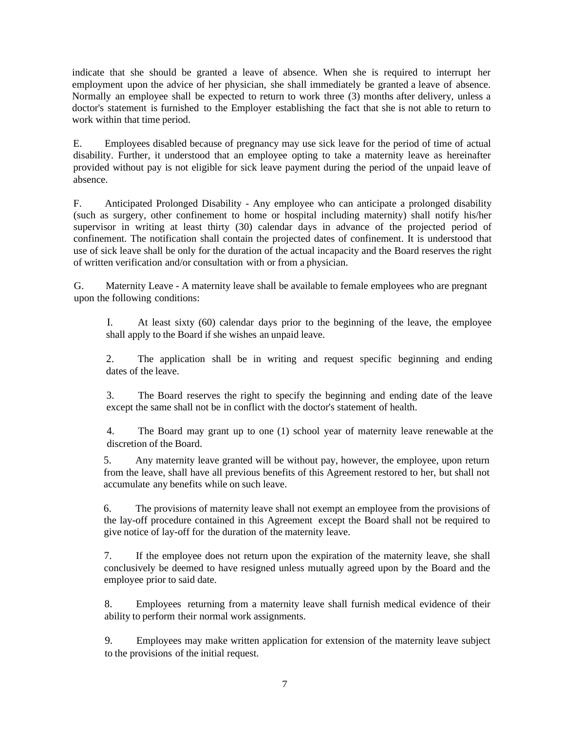indicate that she should be granted a leave of absence. When she is required to interrupt her employment upon the advice of her physician, she shall immediately be granted a leave of absence. Normally an employee shall be expected to return to work three (3) months after delivery, unless a doctor's statement is furnished to the Employer establishing the fact that she is not able to return to work within that time period.

E. Employees disabled because of pregnancy may use sick leave for the period of time of actual disability. Further, it understood that an employee opting to take a maternity leave as hereinafter provided without pay is not eligible for sick leave payment during the period of the unpaid leave of absence.

F. Anticipated Prolonged Disability - Any employee who can anticipate a prolonged disability (such as surgery, other confinement to home or hospital including maternity) shall notify his/her supervisor in writing at least thirty (30) calendar days in advance of the projected period of confinement. The notification shall contain the projected dates of confinement. It is understood that use of sick leave shall be only for the duration of the actual incapacity and the Board reserves the right of written verification and/or consultation with or from a physician.

G. Maternity Leave - A maternity leave shall be available to female employees who are pregnant upon the following conditions:

> I. At least sixty (60) calendar days prior to the beginning of the leave, the employee shall apply to the Board if she wishes an unpaid leave.
>
> 2. The application shall be in writing and request specific beginning and ending dates of the leave.
>
> 3. The Board reserves the right to specify the beginning and ending date of the leave except the same shall not be in conflict with the doctor's statement of health.
>
> 4. The Board may grant up to one (1) school year of maternity leave renewable at the discretion of the Board.
>
> 5. Any maternity leave granted will be without pay, however, the employee, upon return from the leave, shall have all previous benefits of this Agreement restored to her, but shall not accumulate any benefits while on such leave.
>
> 6. The provisions of maternity leave shall not exempt an employee from the provisions of the lay-off procedure contained in this Agreement except the Board shall not be required to give notice of lay-off for the duration of the maternity leave.
>
> 7. If the employee does not return upon the expiration of the maternity leave, she shall conclusively be deemed to have resigned unless mutually agreed upon by the Board and the employee prior to said date.
>
> 8. Employees returning from a maternity leave shall furnish medical evidence of their ability to perform their normal work assignments.
>
> 9. Employees may make written application for extension of the maternity leave subject to the provisions of the initial request.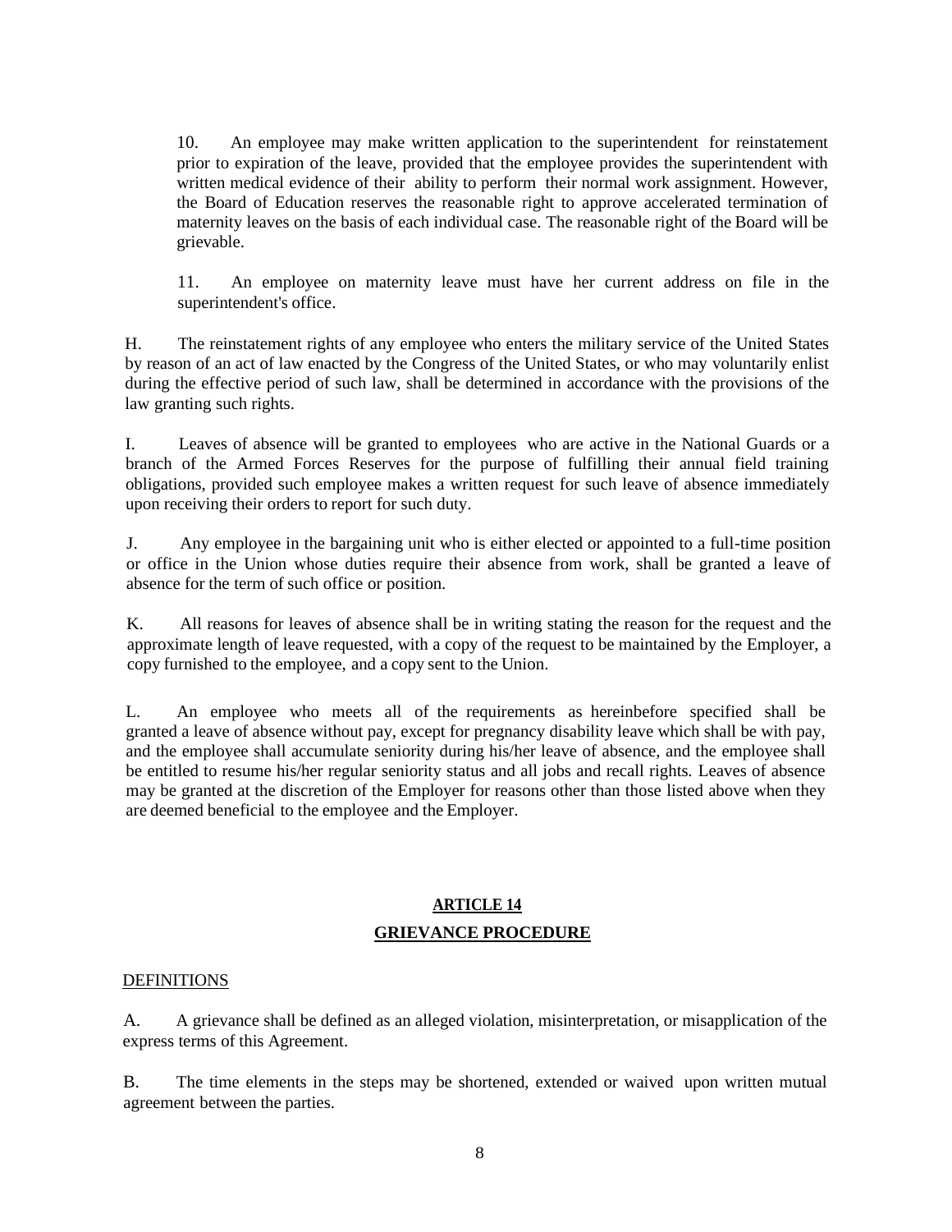10. An employee may make written application to the superintendent for reinstatement prior to expiration of the leave, provided that the employee provides the superintendent with written medical evidence of their ability to perform their normal work assignment. However, the Board of Education reserves the reasonable right to approve accelerated termination of maternity leaves on the basis of each individual case. The reasonable right of the Board will be grievable.

11. An employee on maternity leave must have her current address on file in the superintendent's office.

H. The reinstatement rights of any employee who enters the military service of the United States by reason of an act of law enacted by the Congress of the United States, or who may voluntarily enlist during the effective period of such law, shall be determined in accordance with the provisions of the law granting such rights.

I. Leaves of absence will be granted to employees who are active in the National Guards or a branch of the Armed Forces Reserves for the purpose of fulfilling their annual field training obligations, provided such employee makes a written request for such leave of absence immediately upon receiving their orders to report for such duty.

J. Any employee in the bargaining unit who is either elected or appointed to a full-time position or office in the Union whose duties require their absence from work, shall be granted a leave of absence for the term of such office or position.

K. All reasons for leaves of absence shall be in writing stating the reason for the request and the approximate length of leave requested, with a copy of the request to be maintained by the Employer, a copy furnished to the employee, and a copy sent to the Union.

L. An employee who meets all of the requirements as hereinbefore specified shall be granted a leave of absence without pay, except for pregnancy disability leave which shall be with pay, and the employee shall accumulate seniority during his/her leave of absence, and the employee shall be entitled to resume his/her regular seniority status and all jobs and recall rights. Leaves of absence may be granted at the discretion of the Employer for reasons other than those listed above when they are deemed beneficial to the employee and the Employer.

## ARTICLE 14
## GRIEVANCE PROCEDURE

DEFINITIONS

A. A grievance shall be defined as an alleged violation, misinterpretation, or misapplication of the express terms of this Agreement.

B. The time elements in the steps may be shortened, extended or waived upon written mutual agreement between the parties.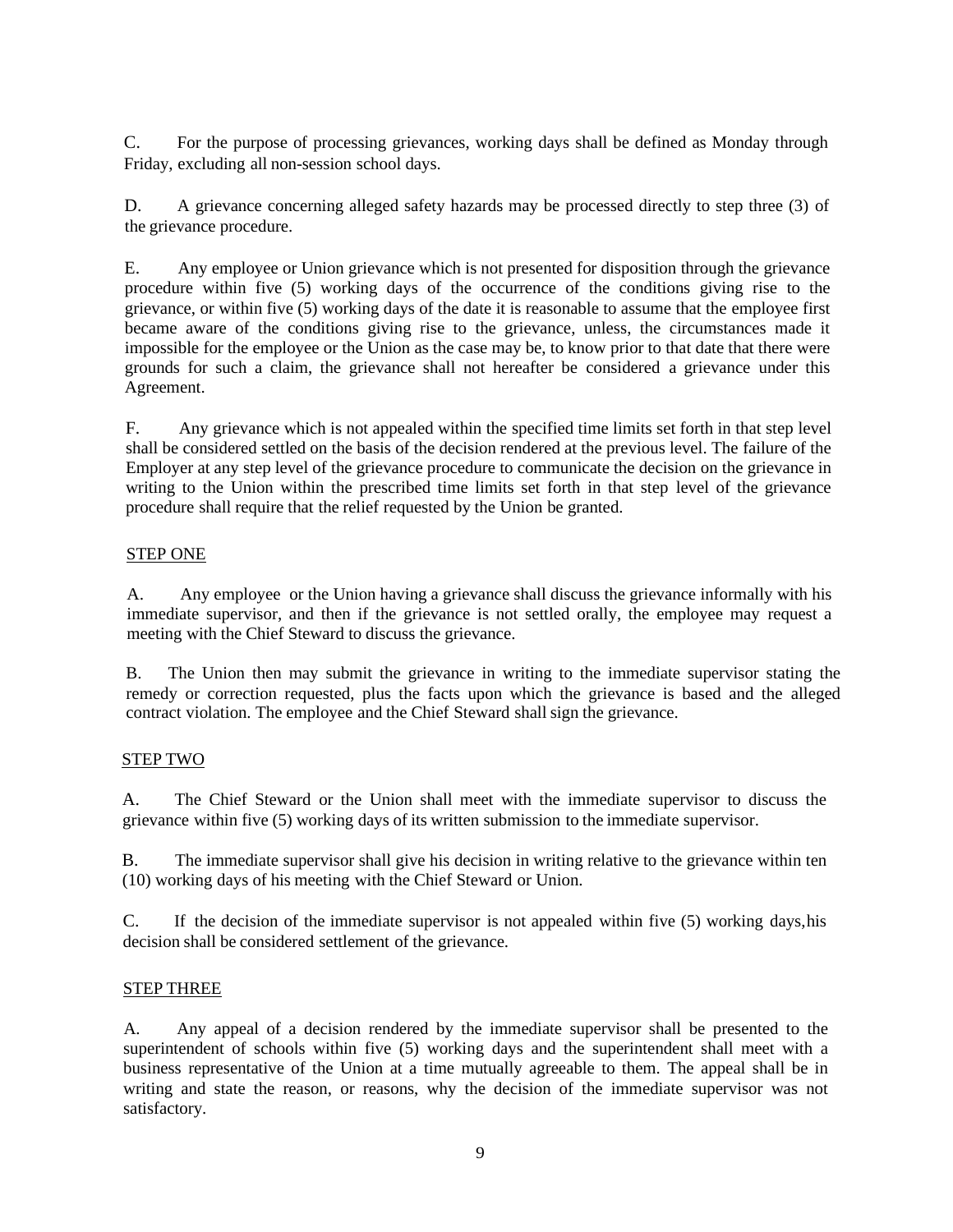C. For the purpose of processing grievances, working days shall be defined as Monday through Friday, excluding all non-session school days.

D. A grievance concerning alleged safety hazards may be processed directly to step three (3) of the grievance procedure.

E. Any employee or Union grievance which is not presented for disposition through the grievance procedure within five (5) working days of the occurrence of the conditions giving rise to the grievance, or within five (5) working days of the date it is reasonable to assume that the employee first became aware of the conditions giving rise to the grievance, unless, the circumstances made it impossible for the employee or the Union as the case may be, to know prior to that date that there were grounds for such a claim, the grievance shall not hereafter be considered a grievance under this Agreement.

F. Any grievance which is not appealed within the specified time limits set forth in that step level shall be considered settled on the basis of the decision rendered at the previous level. The failure of the Employer at any step level of the grievance procedure to communicate the decision on the grievance in writing to the Union within the prescribed time limits set forth in that step level of the grievance procedure shall require that the relief requested by the Union be granted.

STEP ONE

A. Any employee or the Union having a grievance shall discuss the grievance informally with his immediate supervisor, and then if the grievance is not settled orally, the employee may request a meeting with the Chief Steward to discuss the grievance.

B. The Union then may submit the grievance in writing to the immediate supervisor stating the remedy or correction requested, plus the facts upon which the grievance is based and the alleged contract violation. The employee and the Chief Steward shall sign the grievance.

STEP TWO

A. The Chief Steward or the Union shall meet with the immediate supervisor to discuss the grievance within five (5) working days of its written submission to the immediate supervisor.

B. The immediate supervisor shall give his decision in writing relative to the grievance within ten (10) working days of his meeting with the Chief Steward or Union.

C. If the decision of the immediate supervisor is not appealed within five (5) working days, his decision shall be considered settlement of the grievance.

STEP THREE

A. Any appeal of a decision rendered by the immediate supervisor shall be presented to the superintendent of schools within five (5) working days and the superintendent shall meet with a business representative of the Union at a time mutually agreeable to them. The appeal shall be in writing and state the reason, or reasons, why the decision of the immediate supervisor was not satisfactory.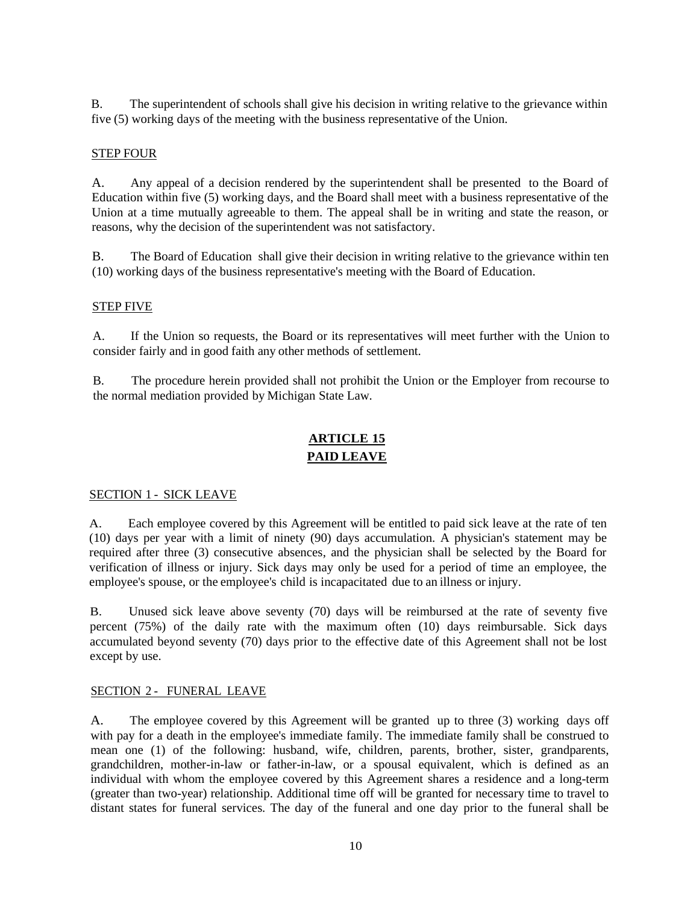B. The superintendent of schools shall give his decision in writing relative to the grievance within five (5) working days of the meeting with the business representative of the Union.

STEP FOUR

A. Any appeal of a decision rendered by the superintendent shall be presented to the Board of Education within five (5) working days, and the Board shall meet with a business representative of the Union at a time mutually agreeable to them. The appeal shall be in writing and state the reason, or reasons, why the decision of the superintendent was not satisfactory.

B. The Board of Education shall give their decision in writing relative to the grievance within ten (10) working days of the business representative's meeting with the Board of Education.

STEP FIVE

A. If the Union so requests, the Board or its representatives will meet further with the Union to consider fairly and in good faith any other methods of settlement.

B. The procedure herein provided shall not prohibit the Union or the Employer from recourse to the normal mediation provided by Michigan State Law.

# ARTICLE 15
# PAID LEAVE

SECTION 1 - SICK LEAVE

A. Each employee covered by this Agreement will be entitled to paid sick leave at the rate of ten (10) days per year with a limit of ninety (90) days accumulation. A physician's statement may be required after three (3) consecutive absences, and the physician shall be selected by the Board for verification of illness or injury. Sick days may only be used for a period of time an employee, the employee's spouse, or the employee's child is incapacitated due to an illness or injury.

B. Unused sick leave above seventy (70) days will be reimbursed at the rate of seventy five percent (75%) of the daily rate with the maximum often (10) days reimbursable. Sick days accumulated beyond seventy (70) days prior to the effective date of this Agreement shall not be lost except by use.

SECTION 2 - FUNERAL LEAVE

A. The employee covered by this Agreement will be granted up to three (3) working days off with pay for a death in the employee's immediate family. The immediate family shall be construed to mean one (1) of the following: husband, wife, children, parents, brother, sister, grandparents, grandchildren, mother-in-law or father-in-law, or a spousal equivalent, which is defined as an individual with whom the employee covered by this Agreement shares a residence and a long-term (greater than two-year) relationship. Additional time off will be granted for necessary time to travel to distant states for funeral services. The day of the funeral and one day prior to the funeral shall be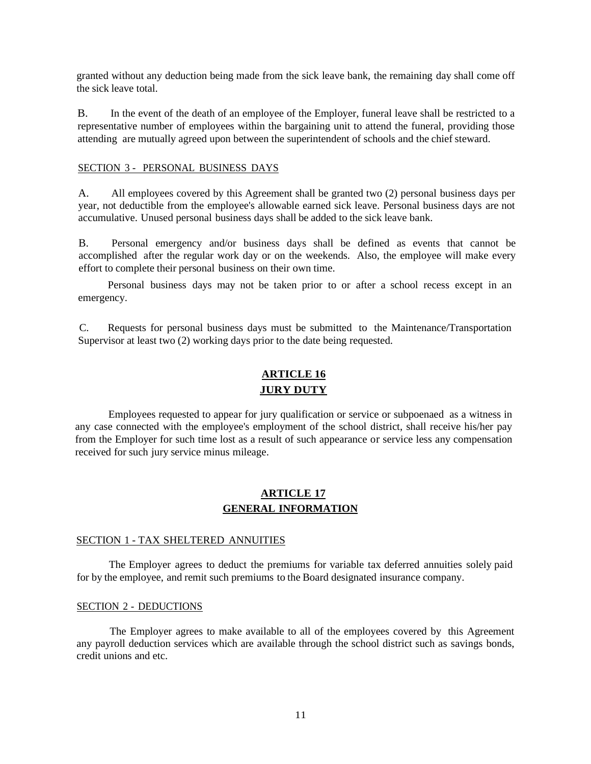granted without any deduction being made from the sick leave bank, the remaining day shall come off the sick leave total.

B. In the event of the death of an employee of the Employer, funeral leave shall be restricted to a representative number of employees within the bargaining unit to attend the funeral, providing those attending are mutually agreed upon between the superintendent of schools and the chief steward.

SECTION 3 - PERSONAL BUSINESS DAYS

A. All employees covered by this Agreement shall be granted two (2) personal business days per year, not deductible from the employee's allowable earned sick leave. Personal business days are not accumulative. Unused personal business days shall be added to the sick leave bank.

B. Personal emergency and/or business days shall be defined as events that cannot be accomplished after the regular work day or on the weekends. Also, the employee will make every effort to complete their personal business on their own time.

Personal business days may not be taken prior to or after a school recess except in an emergency.

C. Requests for personal business days must be submitted to the Maintenance/Transportation Supervisor at least two (2) working days prior to the date being requested.

## ARTICLE 16
## JURY DUTY

Employees requested to appear for jury qualification or service or subpoenaed as a witness in any case connected with the employee's employment of the school district, shall receive his/her pay from the Employer for such time lost as a result of such appearance or service less any compensation received for such jury service minus mileage.

## ARTICLE 17
## GENERAL INFORMATION

SECTION 1 - TAX SHELTERED ANNUITIES

The Employer agrees to deduct the premiums for variable tax deferred annuities solely paid for by the employee, and remit such premiums to the Board designated insurance company.

SECTION 2 - DEDUCTIONS

The Employer agrees to make available to all of the employees covered by this Agreement any payroll deduction services which are available through the school district such as savings bonds, credit unions and etc.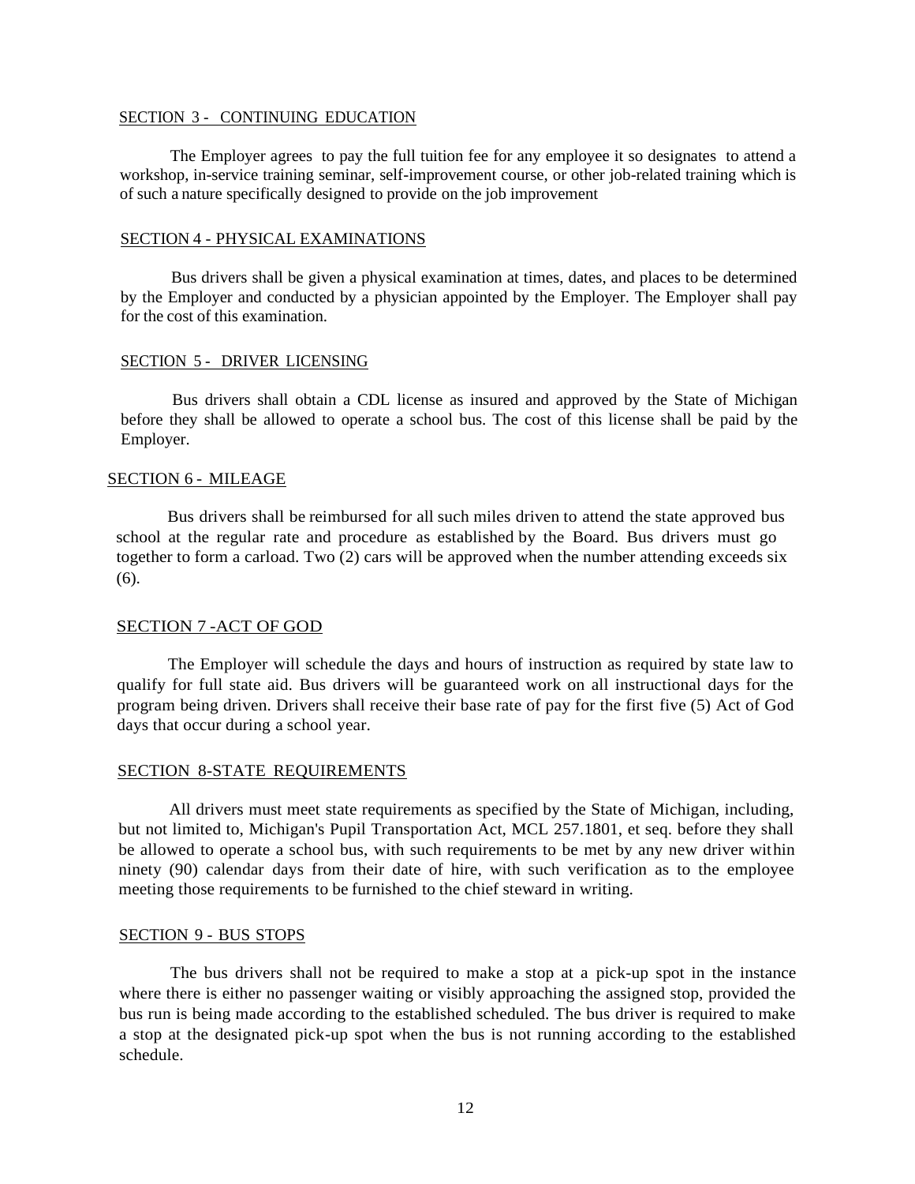### SECTION 3 - CONTINUING EDUCATION

The Employer agrees to pay the full tuition fee for any employee it so designates to attend a workshop, in-service training seminar, self-improvement course, or other job-related training which is of such a nature specifically designed to provide on the job improvement

### SECTION 4 - PHYSICAL EXAMINATIONS

Bus drivers shall be given a physical examination at times, dates, and places to be determined by the Employer and conducted by a physician appointed by the Employer. The Employer shall pay for the cost of this examination.

### SECTION 5 - DRIVER LICENSING

Bus drivers shall obtain a CDL license as insured and approved by the State of Michigan before they shall be allowed to operate a school bus. The cost of this license shall be paid by the Employer.

### SECTION 6 - MILEAGE

Bus drivers shall be reimbursed for all such miles driven to attend the state approved bus school at the regular rate and procedure as established by the Board. Bus drivers must go together to form a carload. Two (2) cars will be approved when the number attending exceeds six (6).

### SECTION 7 -ACT OF GOD

The Employer will schedule the days and hours of instruction as required by state law to qualify for full state aid. Bus drivers will be guaranteed work on all instructional days for the program being driven. Drivers shall receive their base rate of pay for the first five (5) Act of God days that occur during a school year.

### SECTION 8-STATE REQUIREMENTS

All drivers must meet state requirements as specified by the State of Michigan, including, but not limited to, Michigan's Pupil Transportation Act, MCL 257.1801, et seq. before they shall be allowed to operate a school bus, with such requirements to be met by any new driver within ninety (90) calendar days from their date of hire, with such verification as to the employee meeting those requirements to be furnished to the chief steward in writing.

### SECTION 9 - BUS STOPS

The bus drivers shall not be required to make a stop at a pick-up spot in the instance where there is either no passenger waiting or visibly approaching the assigned stop, provided the bus run is being made according to the established scheduled. The bus driver is required to make a stop at the designated pick-up spot when the bus is not running according to the established schedule.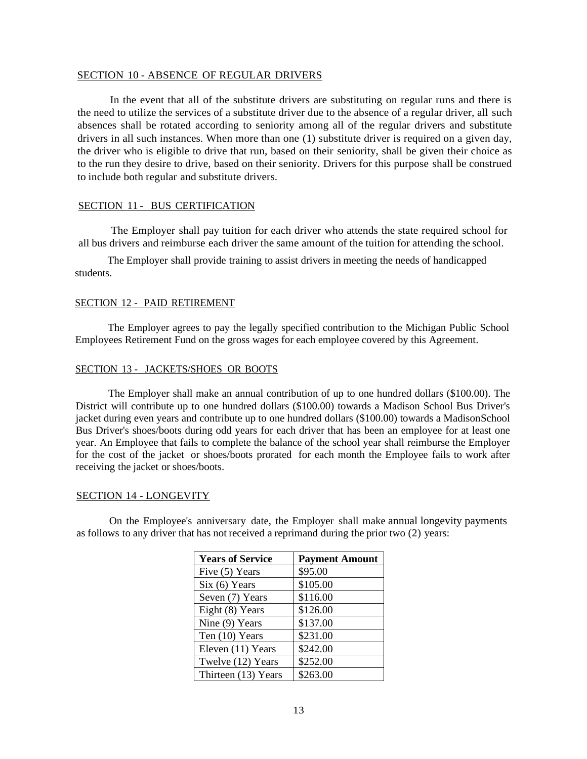## SECTION 10 - ABSENCE OF REGULAR DRIVERS

In the event that all of the substitute drivers are substituting on regular runs and there is the need to utilize the services of a substitute driver due to the absence of a regular driver, all such absences shall be rotated according to seniority among all of the regular drivers and substitute drivers in all such instances. When more than one (1) substitute driver is required on a given day, the driver who is eligible to drive that run, based on their seniority, shall be given their choice as to the run they desire to drive, based on their seniority. Drivers for this purpose shall be construed to include both regular and substitute drivers.

## SECTION 11 - BUS CERTIFICATION

The Employer shall pay tuition for each driver who attends the state required school for all bus drivers and reimburse each driver the same amount of the tuition for attending the school.

The Employer shall provide training to assist drivers in meeting the needs of handicapped students.

## SECTION 12 - PAID RETIREMENT

The Employer agrees to pay the legally specified contribution to the Michigan Public School Employees Retirement Fund on the gross wages for each employee covered by this Agreement.

## SECTION 13 - JACKETS/SHOES OR BOOTS

The Employer shall make an annual contribution of up to one hundred dollars ($100.00). The District will contribute up to one hundred dollars ($100.00) towards a Madison School Bus Driver's jacket during even years and contribute up to one hundred dollars ($100.00) towards a MadisonSchool Bus Driver's shoes/boots during odd years for each driver that has been an employee for at least one year. An Employee that fails to complete the balance of the school year shall reimburse the Employer for the cost of the jacket or shoes/boots prorated for each month the Employee fails to work after receiving the jacket or shoes/boots.

## SECTION 14 - LONGEVITY

On the Employee's anniversary date, the Employer shall make annual longevity payments as follows to any driver that has not received a reprimand during the prior two (2) years:

| Years of Service | Payment Amount |
|---|---|
| Five (5) Years | $95.00 |
| Six (6) Years | $105.00 |
| Seven (7) Years | $116.00 |
| Eight (8) Years | $126.00 |
| Nine (9) Years | $137.00 |
| Ten (10) Years | $231.00 |
| Eleven (11) Years | $242.00 |
| Twelve (12) Years | $252.00 |
| Thirteen (13) Years | $263.00 |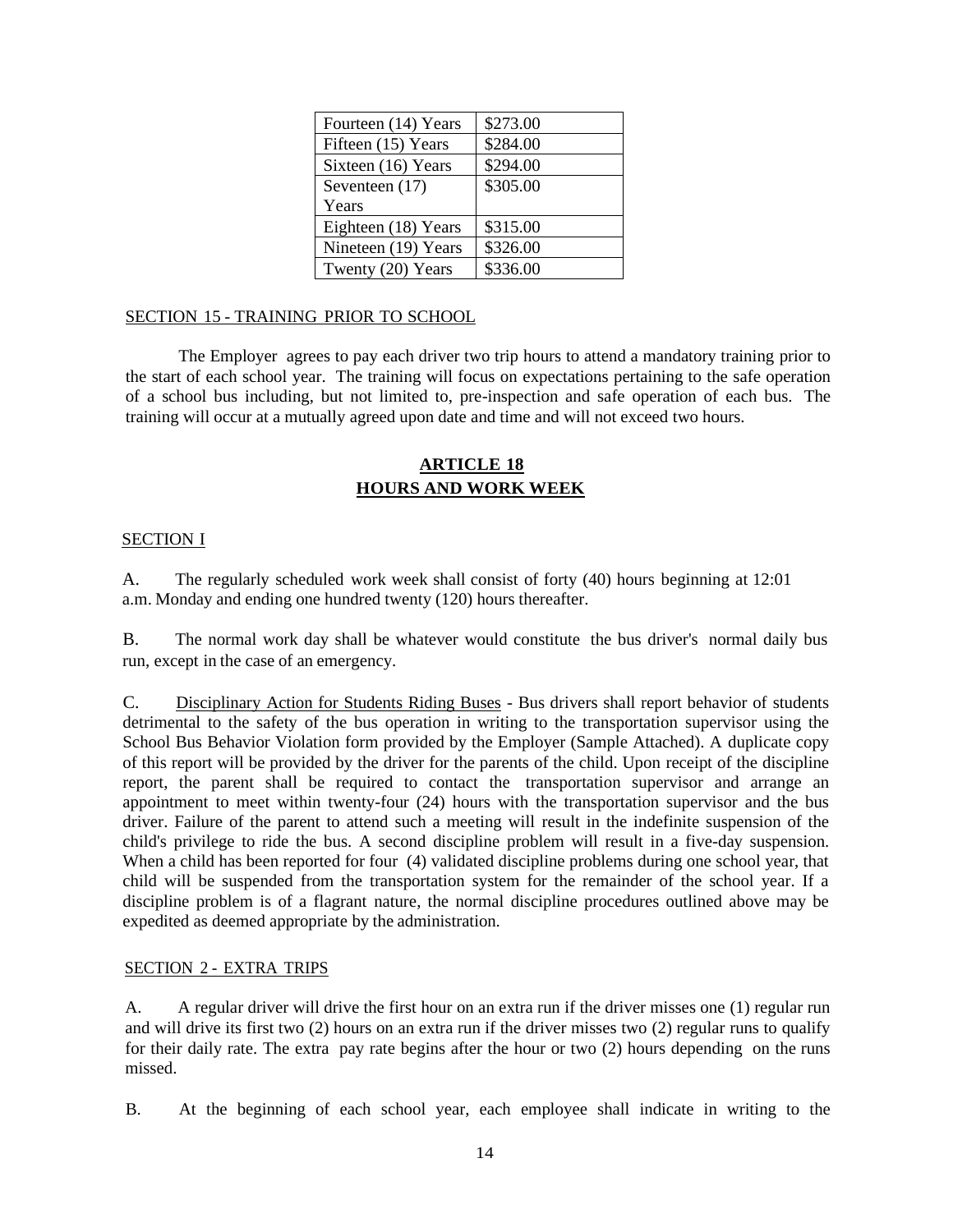| | |
|---|---|
| Fourteen (14) Years | $273.00 |
| Fifteen (15) Years | $284.00 |
| Sixteen (16) Years | $294.00 |
| Seventeen (17) Years | $305.00 |
| Eighteen (18) Years | $315.00 |
| Nineteen (19) Years | $326.00 |
| Twenty (20) Years | $336.00 |

SECTION 15 - TRAINING PRIOR TO SCHOOL

The Employer agrees to pay each driver two trip hours to attend a mandatory training prior to the start of each school year. The training will focus on expectations pertaining to the safe operation of a school bus including, but not limited to, pre-inspection and safe operation of each bus. The training will occur at a mutually agreed upon date and time and will not exceed two hours.

## ARTICLE 18
## HOURS AND WORK WEEK

SECTION I

A. The regularly scheduled work week shall consist of forty (40) hours beginning at 12:01 a.m. Monday and ending one hundred twenty (120) hours thereafter.

B. The normal work day shall be whatever would constitute the bus driver's normal daily bus run, except in the case of an emergency.

C. Disciplinary Action for Students Riding Buses - Bus drivers shall report behavior of students detrimental to the safety of the bus operation in writing to the transportation supervisor using the School Bus Behavior Violation form provided by the Employer (Sample Attached). A duplicate copy of this report will be provided by the driver for the parents of the child. Upon receipt of the discipline report, the parent shall be required to contact the transportation supervisor and arrange an appointment to meet within twenty-four (24) hours with the transportation supervisor and the bus driver. Failure of the parent to attend such a meeting will result in the indefinite suspension of the child's privilege to ride the bus. A second discipline problem will result in a five-day suspension. When a child has been reported for four (4) validated discipline problems during one school year, that child will be suspended from the transportation system for the remainder of the school year. If a discipline problem is of a flagrant nature, the normal discipline procedures outlined above may be expedited as deemed appropriate by the administration.

SECTION 2 - EXTRA TRIPS

A. A regular driver will drive the first hour on an extra run if the driver misses one (1) regular run and will drive its first two (2) hours on an extra run if the driver misses two (2) regular runs to qualify for their daily rate. The extra pay rate begins after the hour or two (2) hours depending on the runs missed.

B. At the beginning of each school year, each employee shall indicate in writing to the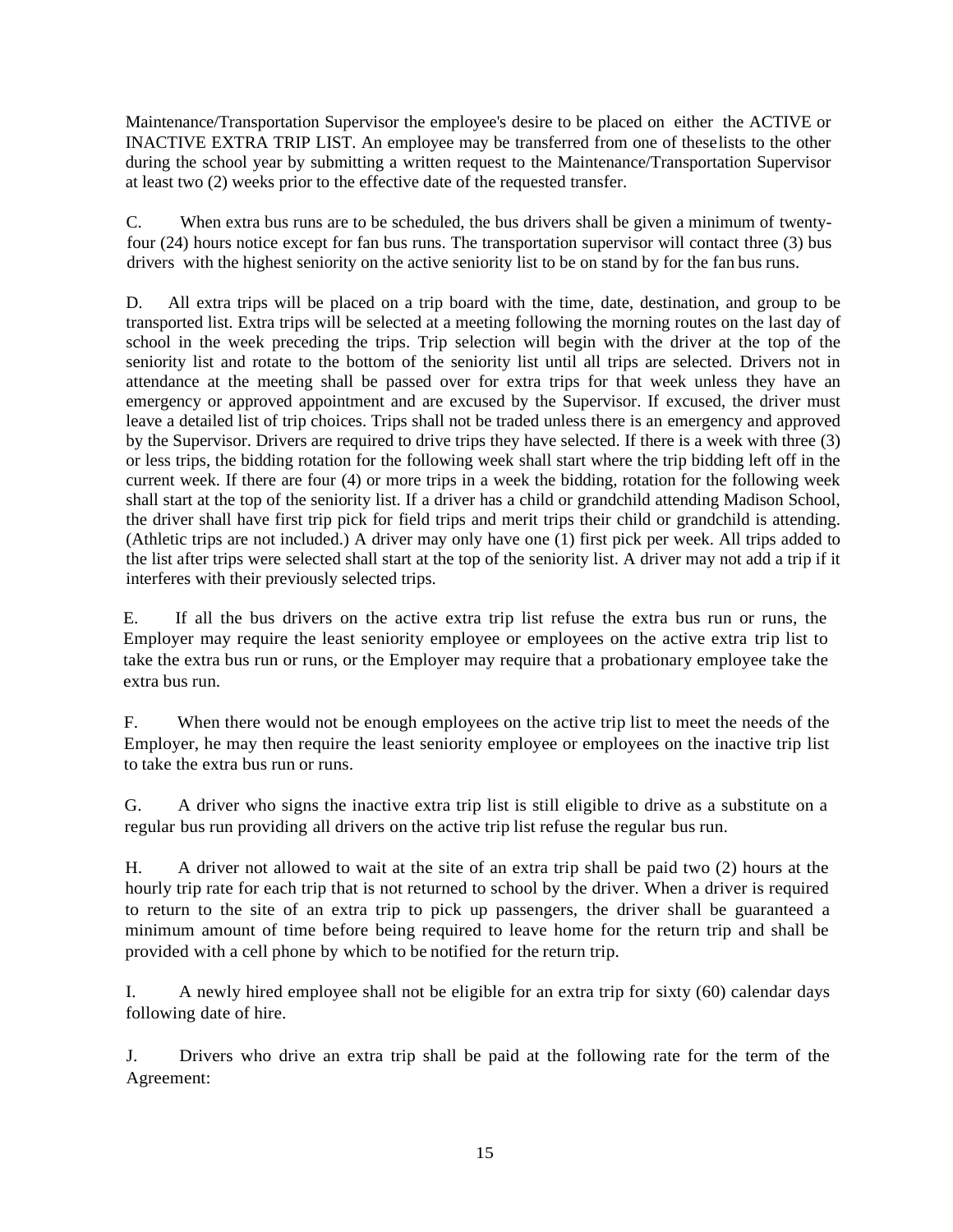Maintenance/Transportation Supervisor the employee's desire to be placed on either the ACTIVE or INACTIVE EXTRA TRIP LIST. An employee may be transferred from one of these lists to the other during the school year by submitting a written request to the Maintenance/Transportation Supervisor at least two (2) weeks prior to the effective date of the requested transfer.

C. When extra bus runs are to be scheduled, the bus drivers shall be given a minimum of twenty-four (24) hours notice except for fan bus runs. The transportation supervisor will contact three (3) bus drivers with the highest seniority on the active seniority list to be on stand by for the fan bus runs.

D. All extra trips will be placed on a trip board with the time, date, destination, and group to be transported list. Extra trips will be selected at a meeting following the morning routes on the last day of school in the week preceding the trips. Trip selection will begin with the driver at the top of the seniority list and rotate to the bottom of the seniority list until all trips are selected. Drivers not in attendance at the meeting shall be passed over for extra trips for that week unless they have an emergency or approved appointment and are excused by the Supervisor. If excused, the driver must leave a detailed list of trip choices. Trips shall not be traded unless there is an emergency and approved by the Supervisor. Drivers are required to drive trips they have selected. If there is a week with three (3) or less trips, the bidding rotation for the following week shall start where the trip bidding left off in the current week. If there are four (4) or more trips in a week the bidding, rotation for the following week shall start at the top of the seniority list. If a driver has a child or grandchild attending Madison School, the driver shall have first trip pick for field trips and merit trips their child or grandchild is attending. (Athletic trips are not included.) A driver may only have one (1) first pick per week. All trips added to the list after trips were selected shall start at the top of the seniority list. A driver may not add a trip if it interferes with their previously selected trips.

E. If all the bus drivers on the active extra trip list refuse the extra bus run or runs, the Employer may require the least seniority employee or employees on the active extra trip list to take the extra bus run or runs, or the Employer may require that a probationary employee take the extra bus run.

F. When there would not be enough employees on the active trip list to meet the needs of the Employer, he may then require the least seniority employee or employees on the inactive trip list to take the extra bus run or runs.

G. A driver who signs the inactive extra trip list is still eligible to drive as a substitute on a regular bus run providing all drivers on the active trip list refuse the regular bus run.

H. A driver not allowed to wait at the site of an extra trip shall be paid two (2) hours at the hourly trip rate for each trip that is not returned to school by the driver. When a driver is required to return to the site of an extra trip to pick up passengers, the driver shall be guaranteed a minimum amount of time before being required to leave home for the return trip and shall be provided with a cell phone by which to be notified for the return trip.

I. A newly hired employee shall not be eligible for an extra trip for sixty (60) calendar days following date of hire.

J. Drivers who drive an extra trip shall be paid at the following rate for the term of the Agreement: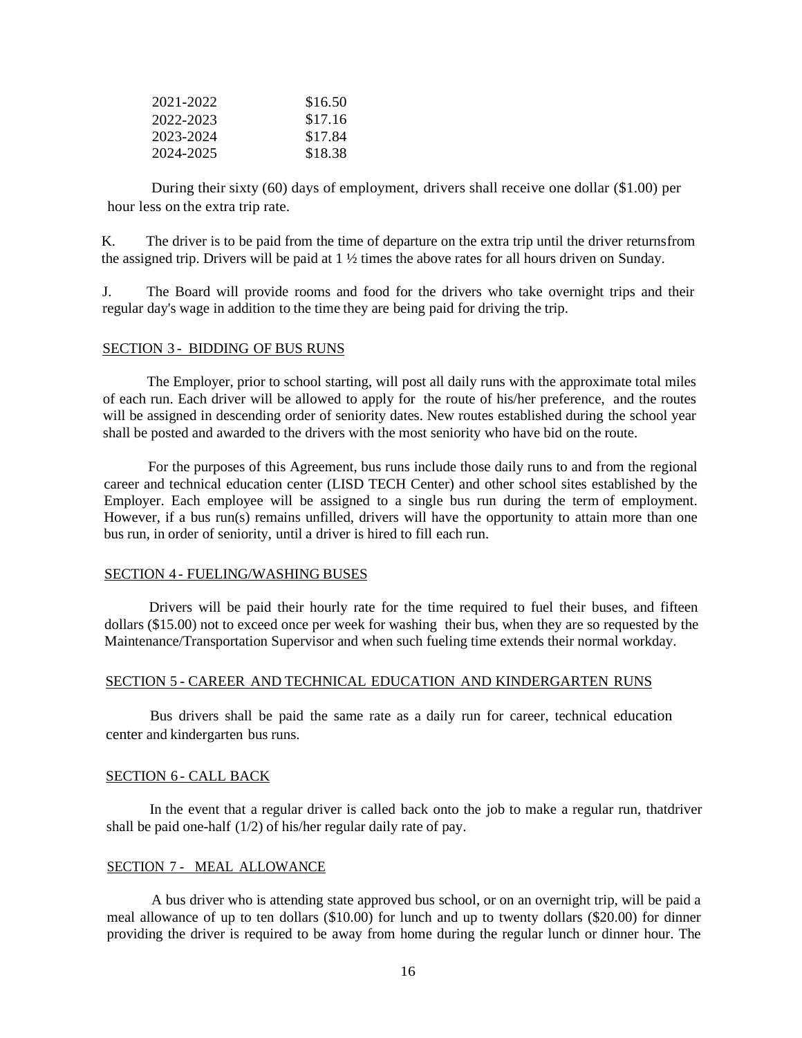| | |
|---|---|
| 2021-2022 | $16.50 |
| 2022-2023 | $17.16 |
| 2023-2024 | $17.84 |
| 2024-2025 | $18.38 |

During their sixty (60) days of employment, drivers shall receive one dollar ($1.00) per hour less on the extra trip rate.

K. The driver is to be paid from the time of departure on the extra trip until the driver returnsfrom the assigned trip. Drivers will be paid at 1 ½ times the above rates for all hours driven on Sunday.

J. The Board will provide rooms and food for the drivers who take overnight trips and their regular day's wage in addition to the time they are being paid for driving the trip.

SECTION 3 - BIDDING OF BUS RUNS

The Employer, prior to school starting, will post all daily runs with the approximate total miles of each run. Each driver will be allowed to apply for the route of his/her preference, and the routes will be assigned in descending order of seniority dates. New routes established during the school year shall be posted and awarded to the drivers with the most seniority who have bid on the route.

For the purposes of this Agreement, bus runs include those daily runs to and from the regional career and technical education center (LISD TECH Center) and other school sites established by the Employer. Each employee will be assigned to a single bus run during the term of employment. However, if a bus run(s) remains unfilled, drivers will have the opportunity to attain more than one bus run, in order of seniority, until a driver is hired to fill each run.

SECTION 4 - FUELING/WASHING BUSES

Drivers will be paid their hourly rate for the time required to fuel their buses, and fifteen dollars ($15.00) not to exceed once per week for washing their bus, when they are so requested by the Maintenance/Transportation Supervisor and when such fueling time extends their normal workday.

SECTION 5 - CAREER AND TECHNICAL EDUCATION AND KINDERGARTEN RUNS

Bus drivers shall be paid the same rate as a daily run for career, technical education center and kindergarten bus runs.

SECTION 6 - CALL BACK

In the event that a regular driver is called back onto the job to make a regular run, thatdriver shall be paid one-half (1/2) of his/her regular daily rate of pay.

SECTION 7 - MEAL ALLOWANCE

A bus driver who is attending state approved bus school, or on an overnight trip, will be paid a meal allowance of up to ten dollars ($10.00) for lunch and up to twenty dollars ($20.00) for dinner providing the driver is required to be away from home during the regular lunch or dinner hour. The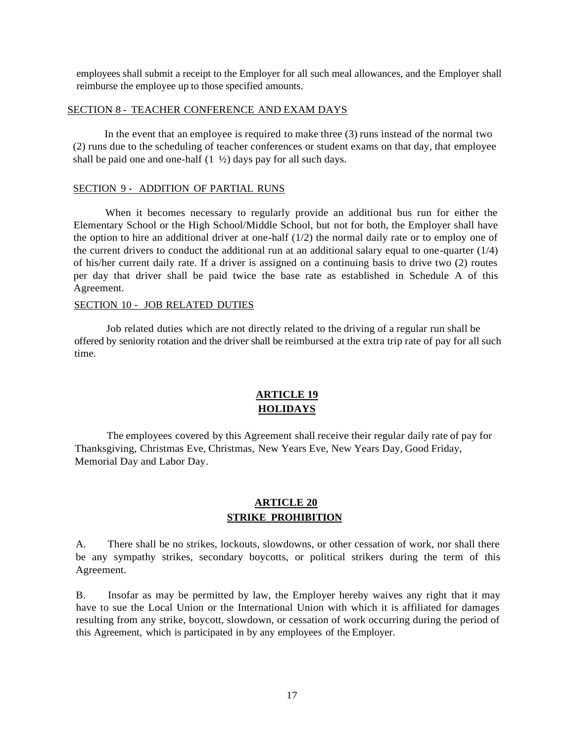employees shall submit a receipt to the Employer for all such meal allowances, and the Employer shall reimburse the employee up to those specified amounts.

SECTION 8 - TEACHER CONFERENCE AND EXAM DAYS

In the event that an employee is required to make three (3) runs instead of the normal two (2) runs due to the scheduling of teacher conferences or student exams on that day, that employee shall be paid one and one-half (1 ½) days pay for all such days.

SECTION 9 - ADDITION OF PARTIAL RUNS

When it becomes necessary to regularly provide an additional bus run for either the Elementary School or the High School/Middle School, but not for both, the Employer shall have the option to hire an additional driver at one-half (1/2) the normal daily rate or to employ one of the current drivers to conduct the additional run at an additional salary equal to one-quarter (1/4) of his/her current daily rate. If a driver is assigned on a continuing basis to drive two (2) routes per day that driver shall be paid twice the base rate as established in Schedule A of this Agreement.

SECTION 10 - JOB RELATED DUTIES

Job related duties which are not directly related to the driving of a regular run shall be offered by seniority rotation and the driver shall be reimbursed at the extra trip rate of pay for all such time.

## ARTICLE 19
## HOLIDAYS

The employees covered by this Agreement shall receive their regular daily rate of pay for Thanksgiving, Christmas Eve, Christmas, New Years Eve, New Years Day, Good Friday, Memorial Day and Labor Day.

## ARTICLE 20
## STRIKE PROHIBITION

A. There shall be no strikes, lockouts, slowdowns, or other cessation of work, nor shall there be any sympathy strikes, secondary boycotts, or political strikers during the term of this Agreement.

B. Insofar as may be permitted by law, the Employer hereby waives any right that it may have to sue the Local Union or the International Union with which it is affiliated for damages resulting from any strike, boycott, slowdown, or cessation of work occurring during the period of this Agreement, which is participated in by any employees of the Employer.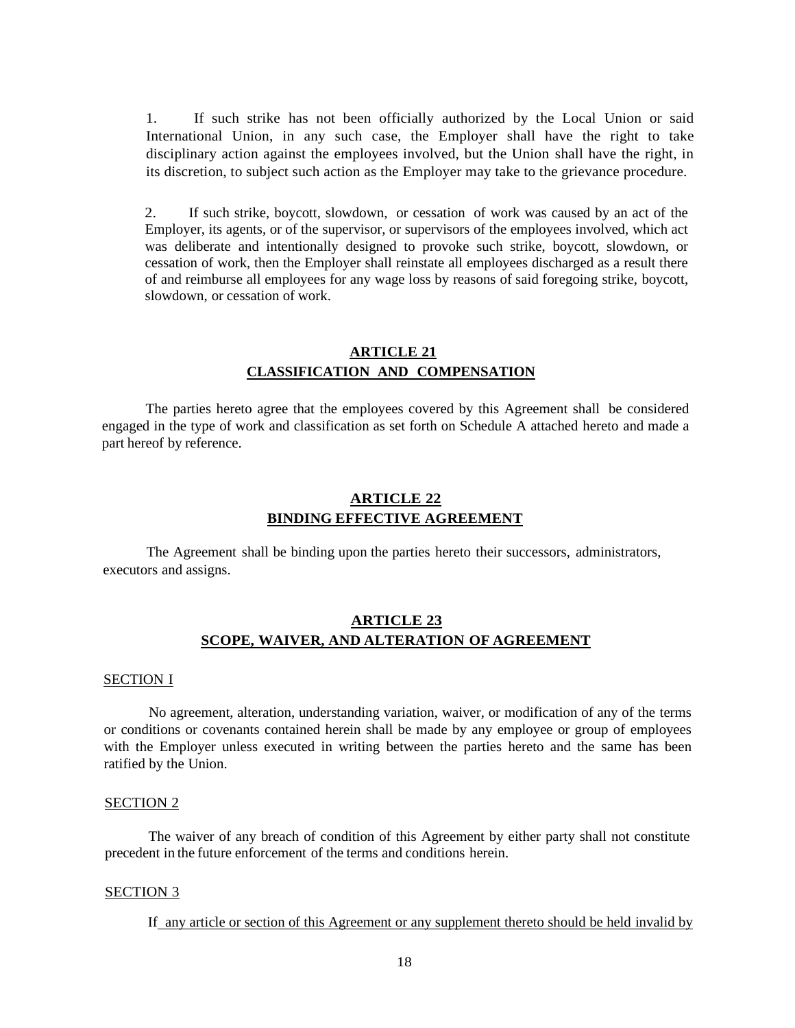1. If such strike has not been officially authorized by the Local Union or said International Union, in any such case, the Employer shall have the right to take disciplinary action against the employees involved, but the Union shall have the right, in its discretion, to subject such action as the Employer may take to the grievance procedure.

2. If such strike, boycott, slowdown, or cessation of work was caused by an act of the Employer, its agents, or of the supervisor, or supervisors of the employees involved, which act was deliberate and intentionally designed to provoke such strike, boycott, slowdown, or cessation of work, then the Employer shall reinstate all employees discharged as a result there of and reimburse all employees for any wage loss by reasons of said foregoing strike, boycott, slowdown, or cessation of work.

## ARTICLE 21
## CLASSIFICATION AND COMPENSATION

The parties hereto agree that the employees covered by this Agreement shall be considered engaged in the type of work and classification as set forth on Schedule A attached hereto and made a part hereof by reference.

## ARTICLE 22
## BINDING EFFECTIVE AGREEMENT

The Agreement shall be binding upon the parties hereto their successors, administrators, executors and assigns.

## ARTICLE 23
## SCOPE, WAIVER, AND ALTERATION OF AGREEMENT

SECTION I

No agreement, alteration, understanding variation, waiver, or modification of any of the terms or conditions or covenants contained herein shall be made by any employee or group of employees with the Employer unless executed in writing between the parties hereto and the same has been ratified by the Union.

SECTION 2

The waiver of any breach of condition of this Agreement by either party shall not constitute precedent in the future enforcement of the terms and conditions herein.

SECTION 3

If any article or section of this Agreement or any supplement thereto should be held invalid by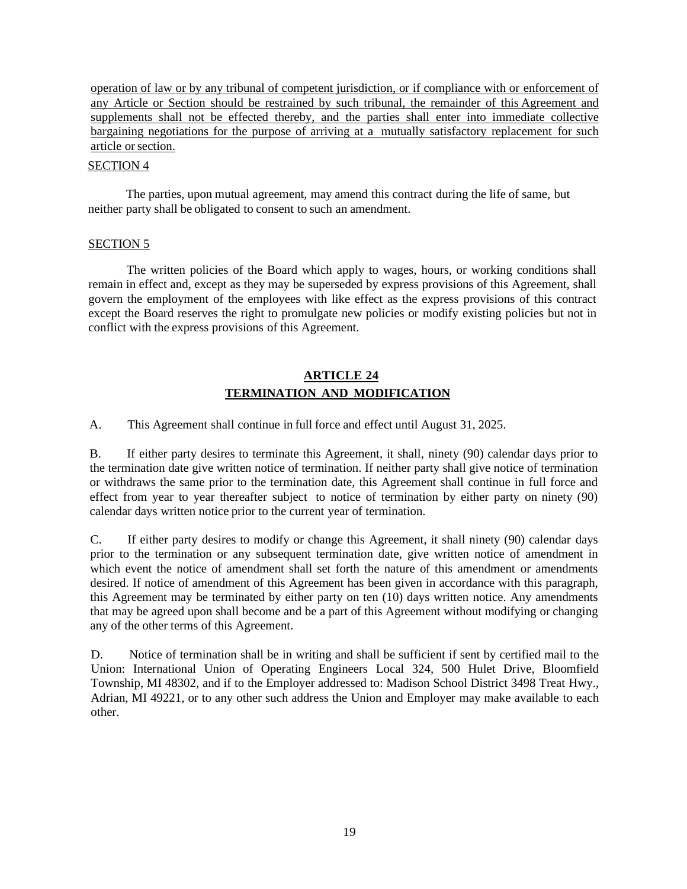operation of law or by any tribunal of competent jurisdiction, or if compliance with or enforcement of any Article or Section should be restrained by such tribunal, the remainder of this Agreement and supplements shall not be effected thereby, and the parties shall enter into immediate collective bargaining negotiations for the purpose of arriving at a mutually satisfactory replacement for such article or section.

SECTION 4

The parties, upon mutual agreement, may amend this contract during the life of same, but neither party shall be obligated to consent to such an amendment.

SECTION 5

The written policies of the Board which apply to wages, hours, or working conditions shall remain in effect and, except as they may be superseded by express provisions of this Agreement, shall govern the employment of the employees with like effect as the express provisions of this contract except the Board reserves the right to promulgate new policies or modify existing policies but not in conflict with the express provisions of this Agreement.

## ARTICLE 24
## TERMINATION AND MODIFICATION

A. This Agreement shall continue in full force and effect until August 31, 2025.

B. If either party desires to terminate this Agreement, it shall, ninety (90) calendar days prior to the termination date give written notice of termination. If neither party shall give notice of termination or withdraws the same prior to the termination date, this Agreement shall continue in full force and effect from year to year thereafter subject to notice of termination by either party on ninety (90) calendar days written notice prior to the current year of termination.

C. If either party desires to modify or change this Agreement, it shall ninety (90) calendar days prior to the termination or any subsequent termination date, give written notice of amendment in which event the notice of amendment shall set forth the nature of this amendment or amendments desired. If notice of amendment of this Agreement has been given in accordance with this paragraph, this Agreement may be terminated by either party on ten (10) days written notice. Any amendments that may be agreed upon shall become and be a part of this Agreement without modifying or changing any of the other terms of this Agreement.

D. Notice of termination shall be in writing and shall be sufficient if sent by certified mail to the Union: International Union of Operating Engineers Local 324, 500 Hulet Drive, Bloomfield Township, MI 48302, and if to the Employer addressed to: Madison School District 3498 Treat Hwy., Adrian, MI 49221, or to any other such address the Union and Employer may make available to each other.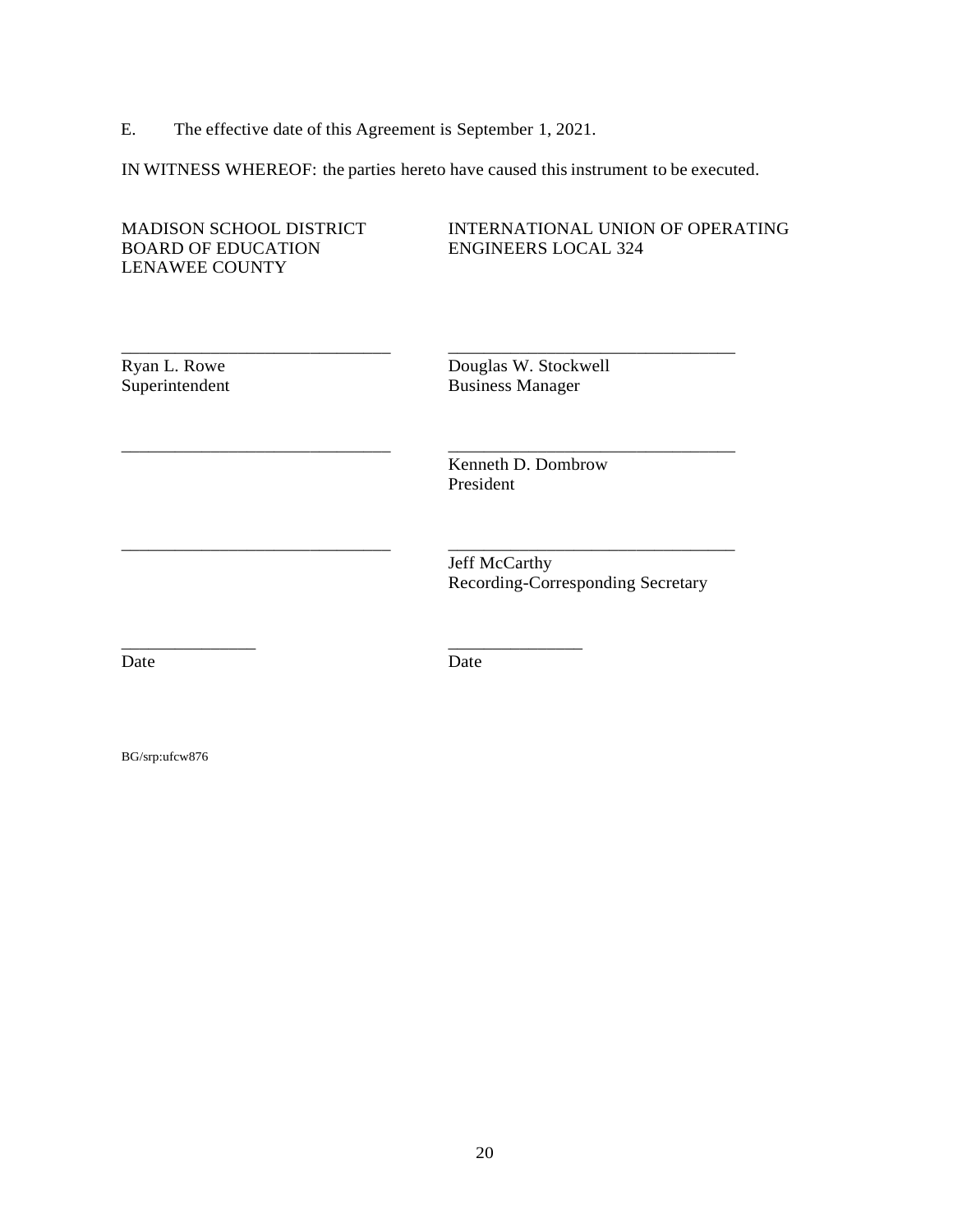E. The effective date of this Agreement is September 1, 2021.

IN WITNESS WHEREOF: the parties hereto have caused this instrument to be executed.

| MADISON SCHOOL DISTRICT BOARD OF EDUCATION LENAWEE COUNTY | INTERNATIONAL UNION OF OPERATING ENGINEERS LOCAL 324 |
| --- | --- |
| ______________________________ Ryan L. Rowe Superintendent | ______________________________ Douglas W. Stockwell Business Manager |
| ______________________________ | ______________________________ Kenneth D. Dombrow President |
| ______________________________ | ______________________________ Jeff McCarthy Recording-Corresponding Secretary |
| _______________ Date | _______________ Date |

BG/srp:ufcw876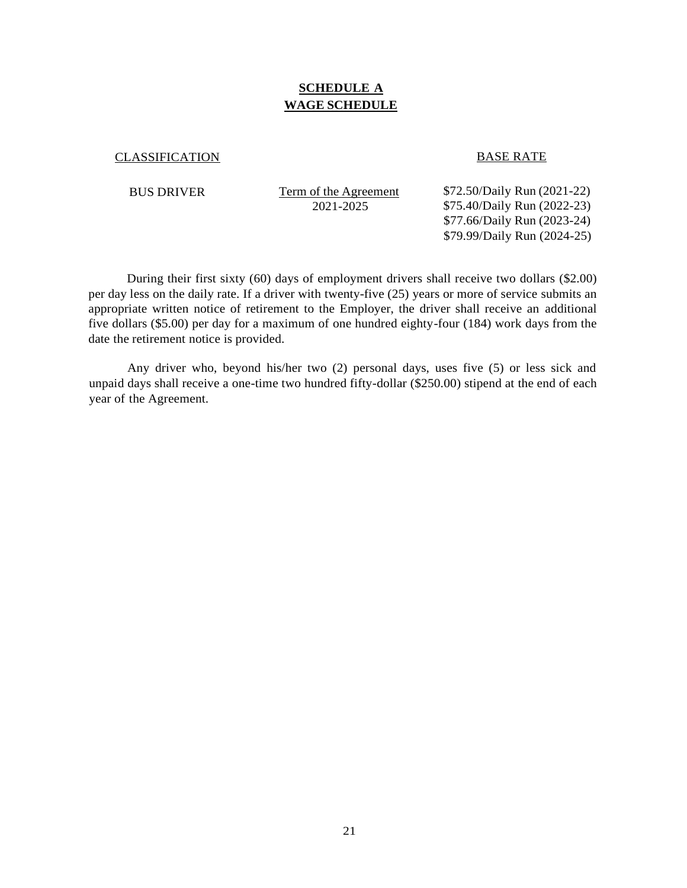# SCHEDULE A
# WAGE SCHEDULE

| CLASSIFICATION | | BASE RATE |
| --- | --- | --- |
| BUS DRIVER | Term of the Agreement 2021-2025 | $72.50/Daily Run (2021-22) |
| | | $75.40/Daily Run (2022-23) |
| | | $77.66/Daily Run (2023-24) |
| | | $79.99/Daily Run (2024-25) |

During their first sixty (60) days of employment drivers shall receive two dollars ($2.00) per day less on the daily rate. If a driver with twenty-five (25) years or more of service submits an appropriate written notice of retirement to the Employer, the driver shall receive an additional five dollars ($5.00) per day for a maximum of one hundred eighty-four (184) work days from the date the retirement notice is provided.

Any driver who, beyond his/her two (2) personal days, uses five (5) or less sick and unpaid days shall receive a one-time two hundred fifty-dollar ($250.00) stipend at the end of each year of the Agreement.